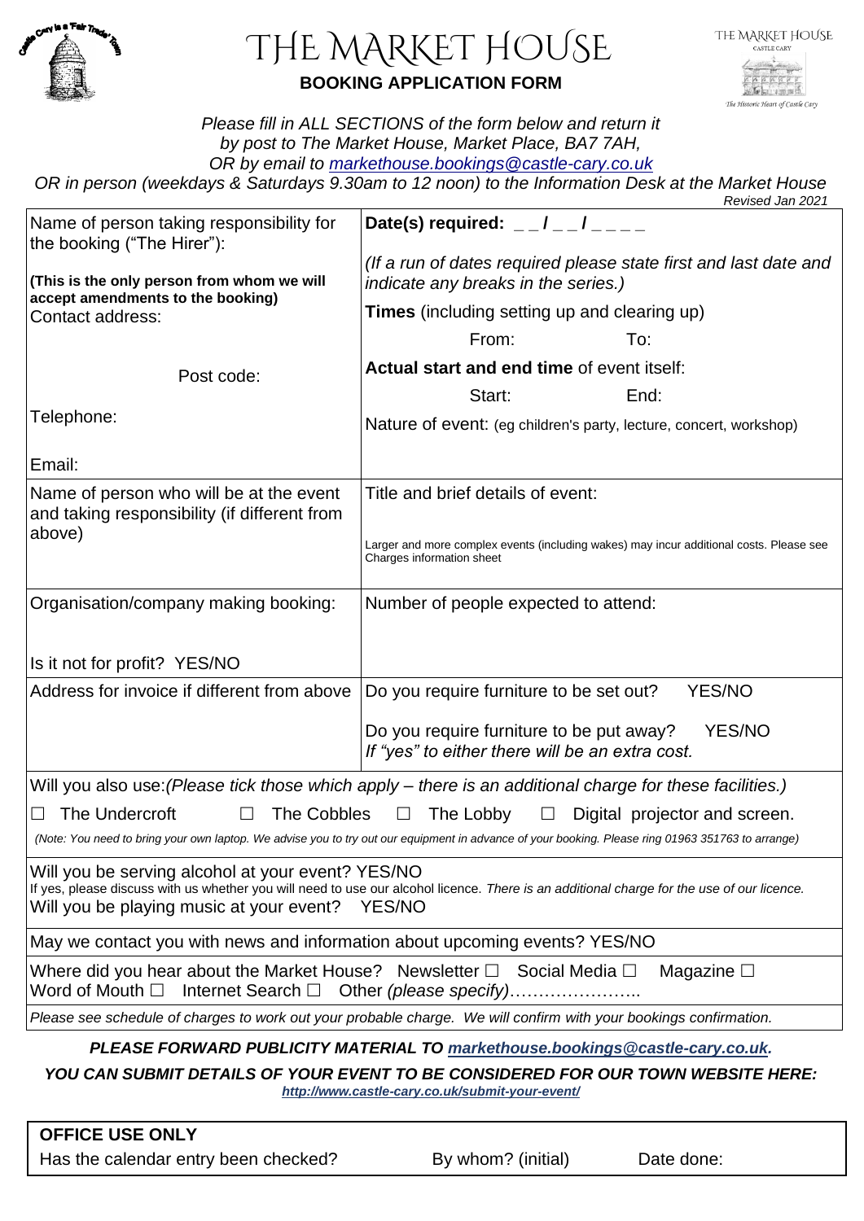# THE MARKET HOUSE

**BOOKING APPLICATION FORM**

*Please fill in ALL SECTIONS of the form below and return it by post to The Market House, Market Place, BA7 7AH, OR by email to markethouse.bookings@castle-cary.co.uk OR in person (weekdays & Saturdays 9.30am to 12 noon) to the Information Desk at the Market House*

*Revised Jan 2021*

| | |
|---|---|
| Name of person taking responsibility for the booking ("The Hirer"):<br><br>**(This is the only person from whom we will accept amendments to the booking)**<br>Contact address:<br><br>Post code:<br><br>Telephone:<br><br>Email: | **Date(s) required:** _ _ / _ _ / _ _ _ _<br><br>*(If a run of dates required please state first and last date and indicate any breaks in the series.)*<br>**Times** (including setting up and clearing up)<br>From: To:<br>**Actual start and end time** of event itself:<br>Start: End:<br>Nature of event: (eg children's party, lecture, concert, workshop) |
| Name of person who will be at the event and taking responsibility (if different from above) | Title and brief details of event:<br><br>Larger and more complex events (including wakes) may incur additional costs. Please see Charges information sheet |
| Organisation/company making booking:<br><br>Is it not for profit? YES/NO | Number of people expected to attend: |
| Address for invoice if different from above | Do you require furniture to be set out? YES/NO<br><br>Do you require furniture to be put away? YES/NO<br>*If "yes" to either there will be an extra cost.* |

Will you also use:*(Please tick those which apply – there is an additional charge for these facilities.)*

☐ The Undercroft ☐ The Cobbles ☐ The Lobby ☐ Digital projector and screen.

*(Note: You need to bring your own laptop. We advise you to try out our equipment in advance of your booking. Please ring 01963 351763 to arrange)*

Will you be serving alcohol at your event? YES/NO
If yes, please discuss with us whether you will need to use our alcohol licence. *There is an additional charge for the use of our licence.*
Will you be playing music at your event? YES/NO

May we contact you with news and information about upcoming events? YES/NO

Where did you hear about the Market House? Newsletter ☐ Social Media ☐ Magazine ☐
Word of Mouth ☐ Internet Search ☐ Other *(please specify)*…………………..

*Please see schedule of charges to work out your probable charge. We will confirm with your bookings confirmation.*

***PLEASE FORWARD PUBLICITY MATERIAL TO markethouse.bookings@castle-cary.co.uk.***

***YOU CAN SUBMIT DETAILS OF YOUR EVENT TO BE CONSIDERED FOR OUR TOWN WEBSITE HERE:***
***http://www.castle-cary.co.uk/submit-your-event/***

**OFFICE USE ONLY**
Has the calendar entry been checked? By whom? (initial) Date done: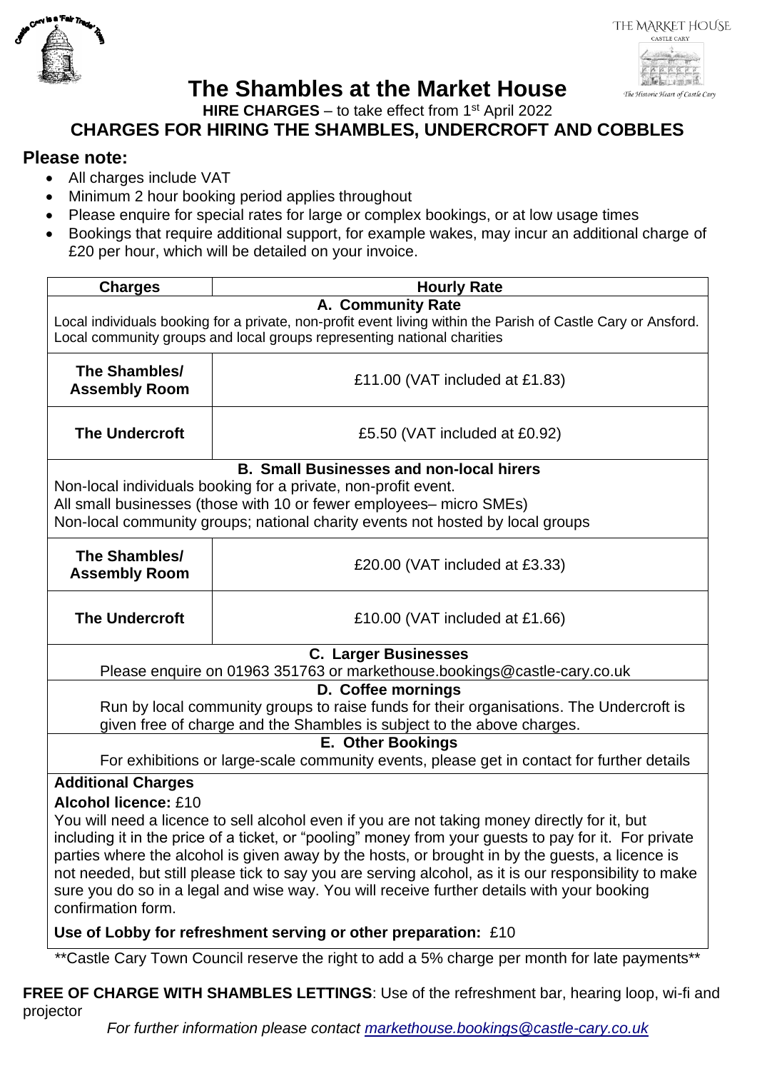# The Shambles at the Market House

**HIRE CHARGES** – to take effect from 1st April 2022

## CHARGES FOR HIRING THE SHAMBLES, UNDERCROFT AND COBBLES

### Please note:

- All charges include VAT
- Minimum 2 hour booking period applies throughout
- Please enquire for special rates for large or complex bookings, or at low usage times
- Bookings that require additional support, for example wakes, may incur an additional charge of £20 per hour, which will be detailed on your invoice.

| Charges | Hourly Rate |
|---|---|
| **A. Community Rate**<br>Local individuals booking for a private, non-profit event living within the Parish of Castle Cary or Ansford. Local community groups and local groups representing national charities | |
| **The Shambles/ Assembly Room** | £11.00 (VAT included at £1.83) |
| **The Undercroft** | £5.50 (VAT included at £0.92) |
| **B. Small Businesses and non-local hirers**<br>Non-local individuals booking for a private, non-profit event.<br>All small businesses (those with 10 or fewer employees– micro SMEs)<br>Non-local community groups; national charity events not hosted by local groups | |
| **The Shambles/ Assembly Room** | £20.00 (VAT included at £3.33) |
| **The Undercroft** | £10.00 (VAT included at £1.66) |
| **C. Larger Businesses**<br>Please enquire on 01963 351763 or markethouse.bookings@castle-cary.co.uk | |
| **D. Coffee mornings**<br>Run by local community groups to raise funds for their organisations. The Undercroft is given free of charge and the Shambles is subject to the above charges. | |
| **E. Other Bookings**<br>For exhibitions or large-scale community events, please get in contact for further details | |

**Additional Charges**

**Alcohol licence:** £10

You will need a licence to sell alcohol even if you are not taking money directly for it, but including it in the price of a ticket, or "pooling" money from your guests to pay for it. For private parties where the alcohol is given away by the hosts, or brought in by the guests, a licence is not needed, but still please tick to say you are serving alcohol, as it is our responsibility to make sure you do so in a legal and wise way. You will receive further details with your booking confirmation form.

**Use of Lobby for refreshment serving or other preparation:** £10

\*\*Castle Cary Town Council reserve the right to add a 5% charge per month for late payments\*\*

**FREE OF CHARGE WITH SHAMBLES LETTINGS**: Use of the refreshment bar, hearing loop, wi-fi and projector

*For further information please contact markethouse.bookings@castle-cary.co.uk*